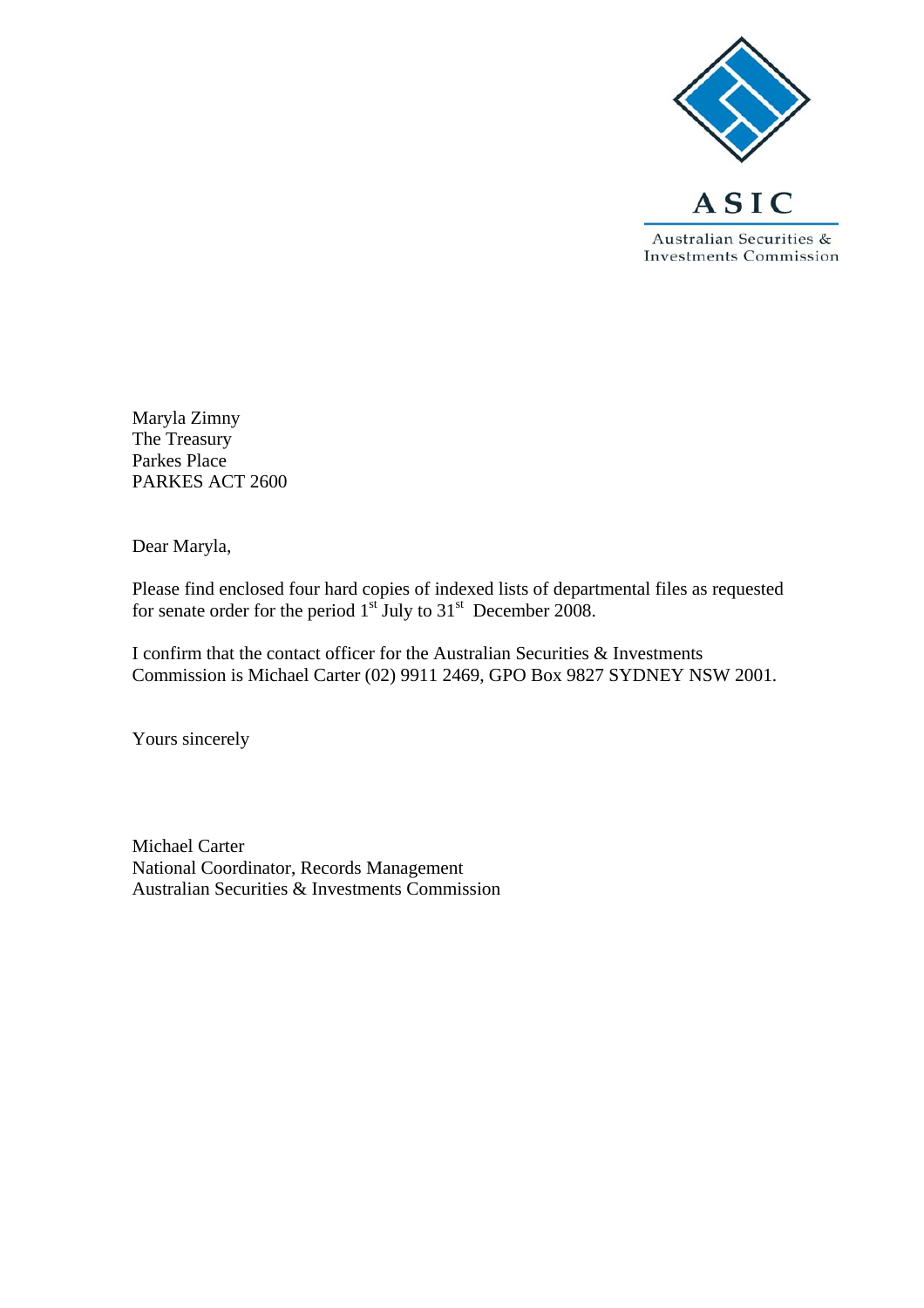ASIC

Australian Securities & Investments Commission

Maryla Zimny
The Treasury
Parkes Place
PARKES ACT 2600

Dear Maryla,

Please find enclosed four hard copies of indexed lists of departmental files as requested for senate order for the period 1st July to 31st December 2008.

I confirm that the contact officer for the Australian Securities & Investments Commission is Michael Carter (02) 9911 2469, GPO Box 9827 SYDNEY NSW 2001.

Yours sincerely

Michael Carter
National Coordinator, Records Management
Australian Securities & Investments Commission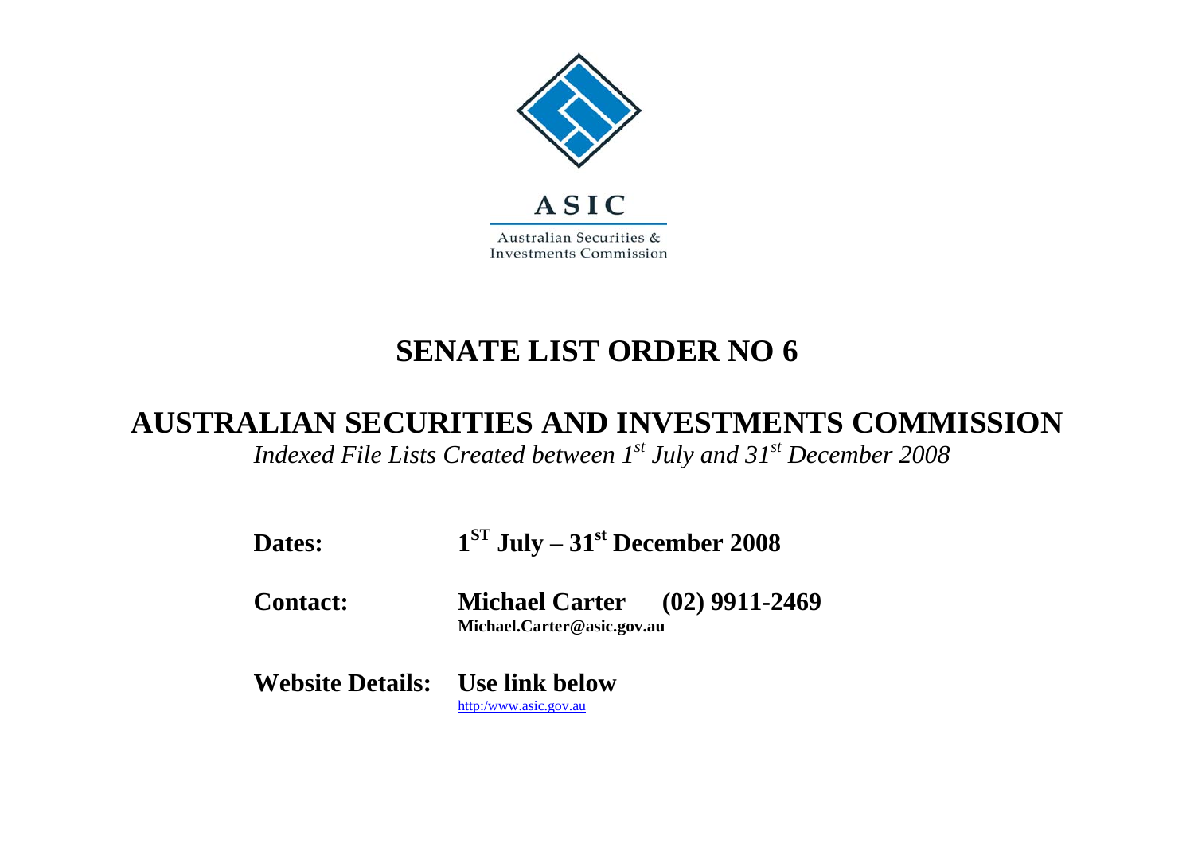ASIC

Australian Securities & Investments Commission

# SENATE LIST ORDER NO 6

## AUSTRALIAN SECURITIES AND INVESTMENTS COMMISSION

*Indexed File Lists Created between 1st July and 31st December 2008*

**Dates:** **1ST July – 31st December 2008**

**Contact:** **Michael Carter (02) 9911-2469**
**Michael.Carter@asic.gov.au**

**Website Details:** **Use link below**
http:/www.asic.gov.au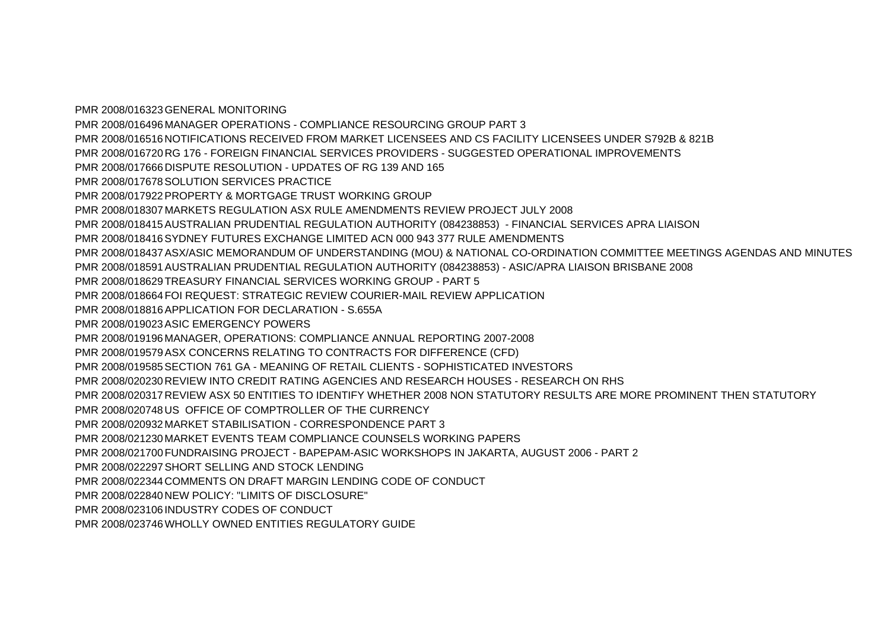PMR 2008/016323 GENERAL MONITORING

PMR 2008/016496 MANAGER OPERATIONS - COMPLIANCE RESOURCING GROUP PART 3

PMR 2008/016516 NOTIFICATIONS RECEIVED FROM MARKET LICENSEES AND CS FACILITY LICENSEES UNDER S792B & 821B

PMR 2008/016720 RG 176 - FOREIGN FINANCIAL SERVICES PROVIDERS - SUGGESTED OPERATIONAL IMPROVEMENTS

PMR 2008/017666 DISPUTE RESOLUTION - UPDATES OF RG 139 AND 165

PMR 2008/017678 SOLUTION SERVICES PRACTICE

PMR 2008/017922 PROPERTY & MORTGAGE TRUST WORKING GROUP

PMR 2008/018307 MARKETS REGULATION ASX RULE AMENDMENTS REVIEW PROJECT JULY 2008

PMR 2008/018415 AUSTRALIAN PRUDENTIAL REGULATION AUTHORITY (084238853) - FINANCIAL SERVICES APRA LIAISON

PMR 2008/018416 SYDNEY FUTURES EXCHANGE LIMITED ACN 000 943 377 RULE AMENDMENTS

PMR 2008/018437 ASX/ASIC MEMORANDUM OF UNDERSTANDING (MOU) & NATIONAL CO-ORDINATION COMMITTEE MEETINGS AGENDAS AND MINUTES

PMR 2008/018591 AUSTRALIAN PRUDENTIAL REGULATION AUTHORITY (084238853) - ASIC/APRA LIAISON BRISBANE 2008

PMR 2008/018629 TREASURY FINANCIAL SERVICES WORKING GROUP - PART 5

PMR 2008/018664 FOI REQUEST: STRATEGIC REVIEW COURIER-MAIL REVIEW APPLICATION

PMR 2008/018816 APPLICATION FOR DECLARATION - S.655A

PMR 2008/019023 ASIC EMERGENCY POWERS

PMR 2008/019196 MANAGER, OPERATIONS: COMPLIANCE ANNUAL REPORTING 2007-2008

PMR 2008/019579 ASX CONCERNS RELATING TO CONTRACTS FOR DIFFERENCE (CFD)

PMR 2008/019585 SECTION 761 GA - MEANING OF RETAIL CLIENTS - SOPHISTICATED INVESTORS

PMR 2008/020230 REVIEW INTO CREDIT RATING AGENCIES AND RESEARCH HOUSES - RESEARCH ON RHS

PMR 2008/020317 REVIEW ASX 50 ENTITIES TO IDENTIFY WHETHER 2008 NON STATUTORY RESULTS ARE MORE PROMINENT THEN STATUTORY

PMR 2008/020748 US OFFICE OF COMPTROLLER OF THE CURRENCY

PMR 2008/020932 MARKET STABILISATION - CORRESPONDENCE PART 3

PMR 2008/021230 MARKET EVENTS TEAM COMPLIANCE COUNSELS WORKING PAPERS

PMR 2008/021700 FUNDRAISING PROJECT - BAPEPAM-ASIC WORKSHOPS IN JAKARTA, AUGUST 2006 - PART 2

PMR 2008/022297 SHORT SELLING AND STOCK LENDING

PMR 2008/022344 COMMENTS ON DRAFT MARGIN LENDING CODE OF CONDUCT

PMR 2008/022840 NEW POLICY: "LIMITS OF DISCLOSURE"

PMR 2008/023106 INDUSTRY CODES OF CONDUCT

PMR 2008/023746 WHOLLY OWNED ENTITIES REGULATORY GUIDE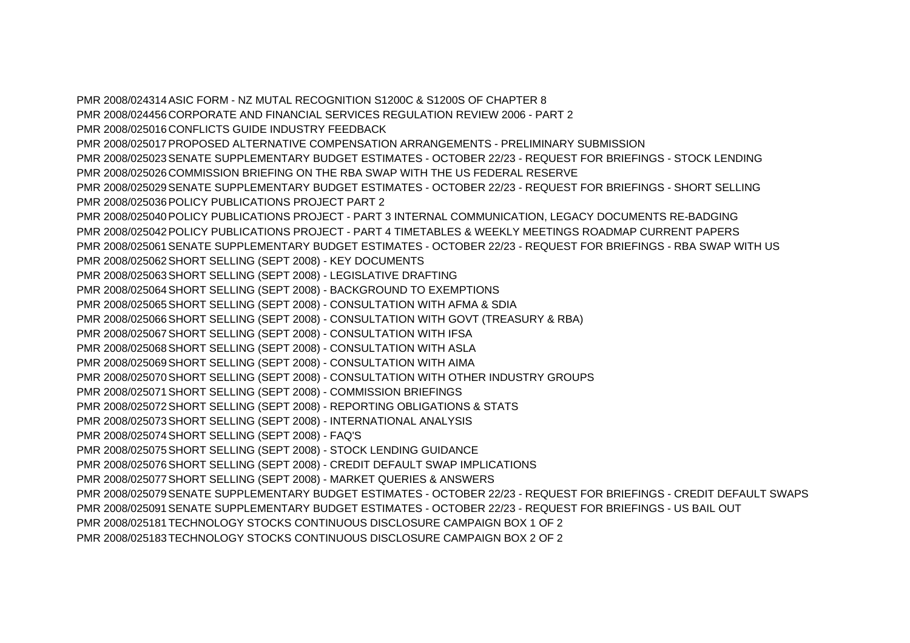PMR 2008/024314 ASIC FORM - NZ MUTAL RECOGNITION S1200C & S1200S OF CHAPTER 8
PMR 2008/024456 CORPORATE AND FINANCIAL SERVICES REGULATION REVIEW 2006 - PART 2
PMR 2008/025016 CONFLICTS GUIDE INDUSTRY FEEDBACK
PMR 2008/025017 PROPOSED ALTERNATIVE COMPENSATION ARRANGEMENTS - PRELIMINARY SUBMISSION
PMR 2008/025023 SENATE SUPPLEMENTARY BUDGET ESTIMATES - OCTOBER 22/23 - REQUEST FOR BRIEFINGS - STOCK LENDING
PMR 2008/025026 COMMISSION BRIEFING ON THE RBA SWAP WITH THE US FEDERAL RESERVE
PMR 2008/025029 SENATE SUPPLEMENTARY BUDGET ESTIMATES - OCTOBER 22/23 - REQUEST FOR BRIEFINGS - SHORT SELLING
PMR 2008/025036 POLICY PUBLICATIONS PROJECT PART 2
PMR 2008/025040 POLICY PUBLICATIONS PROJECT - PART 3 INTERNAL COMMUNICATION, LEGACY DOCUMENTS RE-BADGING
PMR 2008/025042 POLICY PUBLICATIONS PROJECT - PART 4 TIMETABLES & WEEKLY MEETINGS ROADMAP CURRENT PAPERS
PMR 2008/025061 SENATE SUPPLEMENTARY BUDGET ESTIMATES - OCTOBER 22/23 - REQUEST FOR BRIEFINGS - RBA SWAP WITH US
PMR 2008/025062 SHORT SELLING (SEPT 2008) - KEY DOCUMENTS
PMR 2008/025063 SHORT SELLING (SEPT 2008) - LEGISLATIVE DRAFTING
PMR 2008/025064 SHORT SELLING (SEPT 2008) - BACKGROUND TO EXEMPTIONS
PMR 2008/025065 SHORT SELLING (SEPT 2008) - CONSULTATION WITH AFMA & SDIA
PMR 2008/025066 SHORT SELLING (SEPT 2008) - CONSULTATION WITH GOVT (TREASURY & RBA)
PMR 2008/025067 SHORT SELLING (SEPT 2008) - CONSULTATION WITH IFSA
PMR 2008/025068 SHORT SELLING (SEPT 2008) - CONSULTATION WITH ASLA
PMR 2008/025069 SHORT SELLING (SEPT 2008) - CONSULTATION WITH AIMA
PMR 2008/025070 SHORT SELLING (SEPT 2008) - CONSULTATION WITH OTHER INDUSTRY GROUPS
PMR 2008/025071 SHORT SELLING (SEPT 2008) - COMMISSION BRIEFINGS
PMR 2008/025072 SHORT SELLING (SEPT 2008) - REPORTING OBLIGATIONS & STATS
PMR 2008/025073 SHORT SELLING (SEPT 2008) - INTERNATIONAL ANALYSIS
PMR 2008/025074 SHORT SELLING (SEPT 2008) - FAQ'S
PMR 2008/025075 SHORT SELLING (SEPT 2008) - STOCK LENDING GUIDANCE
PMR 2008/025076 SHORT SELLING (SEPT 2008) - CREDIT DEFAULT SWAP IMPLICATIONS
PMR 2008/025077 SHORT SELLING (SEPT 2008) - MARKET QUERIES & ANSWERS
PMR 2008/025079 SENATE SUPPLEMENTARY BUDGET ESTIMATES - OCTOBER 22/23 - REQUEST FOR BRIEFINGS - CREDIT DEFAULT SWAPS
PMR 2008/025091 SENATE SUPPLEMENTARY BUDGET ESTIMATES - OCTOBER 22/23 - REQUEST FOR BRIEFINGS - US BAIL OUT
PMR 2008/025181 TECHNOLOGY STOCKS CONTINUOUS DISCLOSURE CAMPAIGN BOX 1 OF 2
PMR 2008/025183 TECHNOLOGY STOCKS CONTINUOUS DISCLOSURE CAMPAIGN BOX 2 OF 2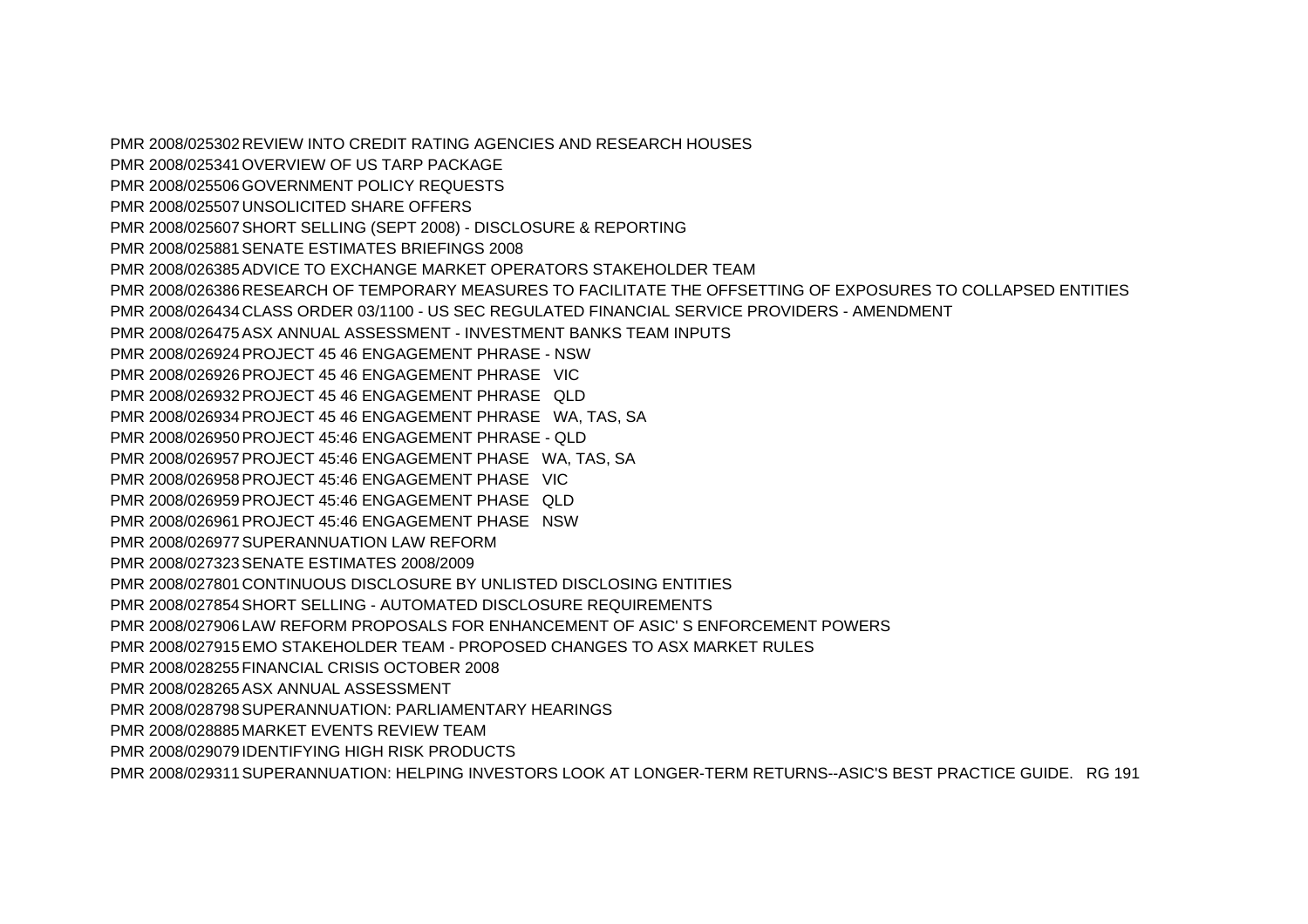PMR 2008/025302 REVIEW INTO CREDIT RATING AGENCIES AND RESEARCH HOUSES
PMR 2008/025341 OVERVIEW OF US TARP PACKAGE
PMR 2008/025506 GOVERNMENT POLICY REQUESTS
PMR 2008/025507 UNSOLICITED SHARE OFFERS
PMR 2008/025607 SHORT SELLING (SEPT 2008) - DISCLOSURE & REPORTING
PMR 2008/025881 SENATE ESTIMATES BRIEFINGS 2008
PMR 2008/026385 ADVICE TO EXCHANGE MARKET OPERATORS STAKEHOLDER TEAM
PMR 2008/026386 RESEARCH OF TEMPORARY MEASURES TO FACILITATE THE OFFSETTING OF EXPOSURES TO COLLAPSED ENTITIES
PMR 2008/026434 CLASS ORDER 03/1100 - US SEC REGULATED FINANCIAL SERVICE PROVIDERS - AMENDMENT
PMR 2008/026475 ASX ANNUAL ASSESSMENT - INVESTMENT BANKS TEAM INPUTS
PMR 2008/026924 PROJECT 45 46 ENGAGEMENT PHRASE - NSW
PMR 2008/026926 PROJECT 45 46 ENGAGEMENT PHRASE VIC
PMR 2008/026932 PROJECT 45 46 ENGAGEMENT PHRASE QLD
PMR 2008/026934 PROJECT 45 46 ENGAGEMENT PHRASE WA, TAS, SA
PMR 2008/026950 PROJECT 45:46 ENGAGEMENT PHRASE - QLD
PMR 2008/026957 PROJECT 45:46 ENGAGEMENT PHASE WA, TAS, SA
PMR 2008/026958 PROJECT 45:46 ENGAGEMENT PHASE VIC
PMR 2008/026959 PROJECT 45:46 ENGAGEMENT PHASE QLD
PMR 2008/026961 PROJECT 45:46 ENGAGEMENT PHASE NSW
PMR 2008/026977 SUPERANNUATION LAW REFORM
PMR 2008/027323 SENATE ESTIMATES 2008/2009
PMR 2008/027801 CONTINUOUS DISCLOSURE BY UNLISTED DISCLOSING ENTITIES
PMR 2008/027854 SHORT SELLING - AUTOMATED DISCLOSURE REQUIREMENTS
PMR 2008/027906 LAW REFORM PROPOSALS FOR ENHANCEMENT OF ASIC' S ENFORCEMENT POWERS
PMR 2008/027915 EMO STAKEHOLDER TEAM - PROPOSED CHANGES TO ASX MARKET RULES
PMR 2008/028255 FINANCIAL CRISIS OCTOBER 2008
PMR 2008/028265 ASX ANNUAL ASSESSMENT
PMR 2008/028798 SUPERANNUATION: PARLIAMENTARY HEARINGS
PMR 2008/028885 MARKET EVENTS REVIEW TEAM
PMR 2008/029079 IDENTIFYING HIGH RISK PRODUCTS
PMR 2008/029311 SUPERANNUATION: HELPING INVESTORS LOOK AT LONGER-TERM RETURNS--ASIC'S BEST PRACTICE GUIDE. RG 191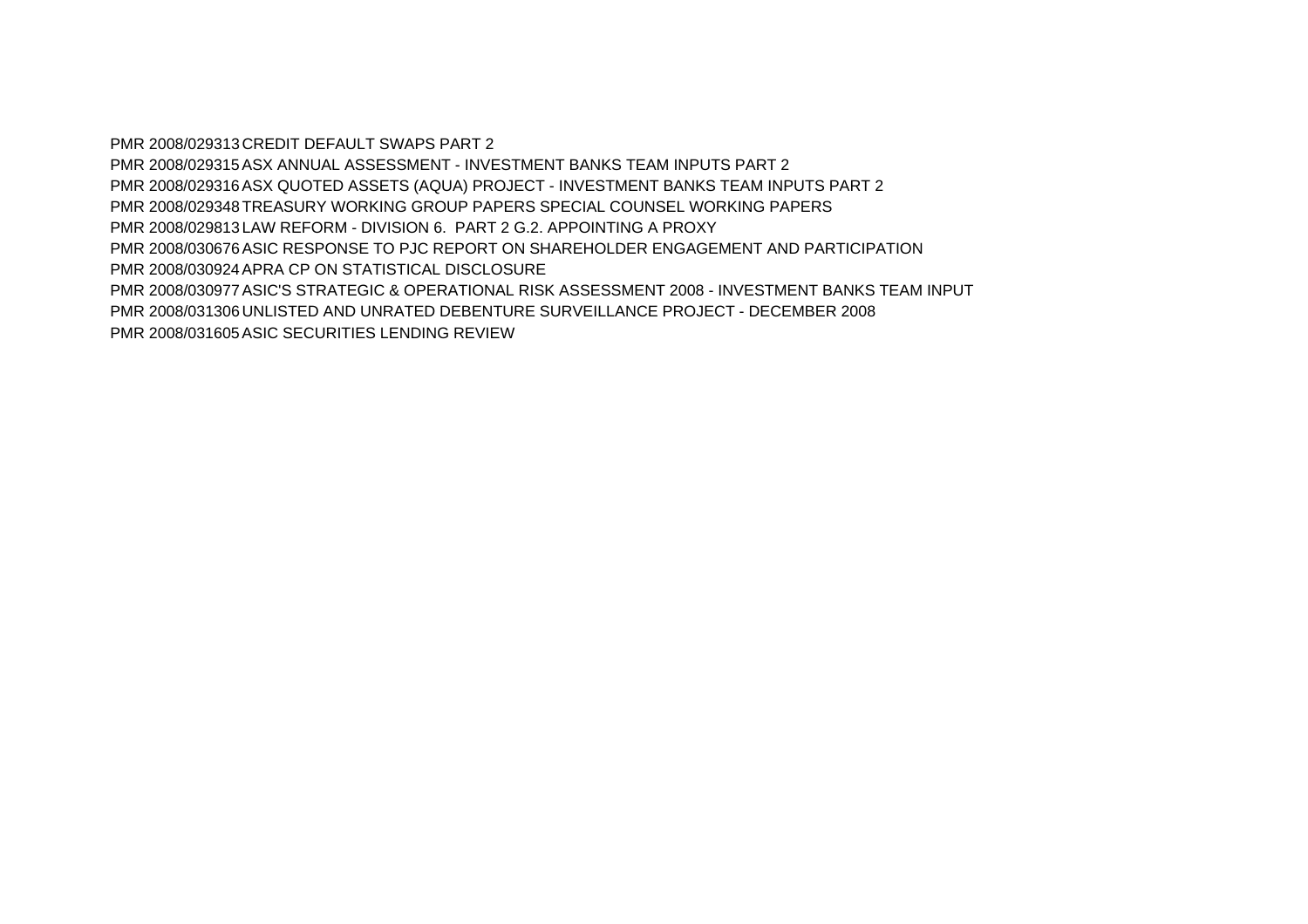| | |
|---|---|
| PMR 2008/029313 | CREDIT DEFAULT SWAPS PART 2 |
| PMR 2008/029315 | ASX ANNUAL ASSESSMENT - INVESTMENT BANKS TEAM INPUTS PART 2 |
| PMR 2008/029316 | ASX QUOTED ASSETS (AQUA) PROJECT - INVESTMENT BANKS TEAM INPUTS PART 2 |
| PMR 2008/029348 | TREASURY WORKING GROUP PAPERS SPECIAL COUNSEL WORKING PAPERS |
| PMR 2008/029813 | LAW REFORM - DIVISION 6.  PART 2 G.2. APPOINTING A PROXY |
| PMR 2008/030676 | ASIC RESPONSE TO PJC REPORT ON SHAREHOLDER ENGAGEMENT AND PARTICIPATION |
| PMR 2008/030924 | APRA CP ON STATISTICAL DISCLOSURE |
| PMR 2008/030977 | ASIC'S STRATEGIC & OPERATIONAL RISK ASSESSMENT 2008 - INVESTMENT BANKS TEAM INPUT |
| PMR 2008/031306 | UNLISTED AND UNRATED DEBENTURE SURVEILLANCE PROJECT - DECEMBER 2008 |
| PMR 2008/031605 | ASIC SECURITIES LENDING REVIEW |